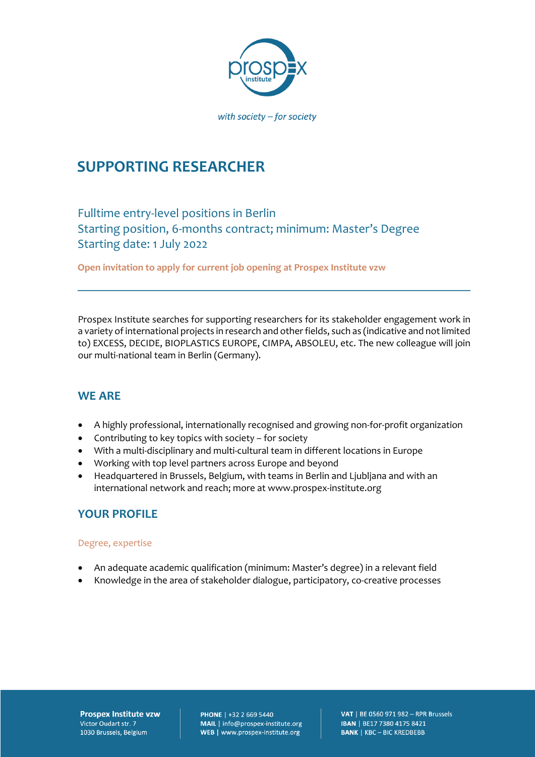*with society – for society*

# SUPPORTING RESEARCHER

## Fulltime entry-level positions in Berlin
## Starting position, 6-months contract; minimum: Master's Degree
## Starting date: 1 July 2022

**Open invitation to apply for current job opening at Prospex Institute vzw**

---

Prospex Institute searches for supporting researchers for its stakeholder engagement work in a variety of international projects in research and other fields, such as (indicative and not limited to) EXCESS, DECIDE, BIOPLASTICS EUROPE, CIMPA, ABSOLEU, etc. The new colleague will join our multi-national team in Berlin (Germany).

## WE ARE

- A highly professional, internationally recognised and growing non-for-profit organization
- Contributing to key topics with society – for society
- With a multi-disciplinary and multi-cultural team in different locations in Europe
- Working with top level partners across Europe and beyond
- Headquartered in Brussels, Belgium, with teams in Berlin and Ljubljana and with an international network and reach; more at www.prospex-institute.org

## YOUR PROFILE

### Degree, expertise

- An adequate academic qualification (minimum: Master's degree) in a relevant field
- Knowledge in the area of stakeholder dialogue, participatory, co-creative processes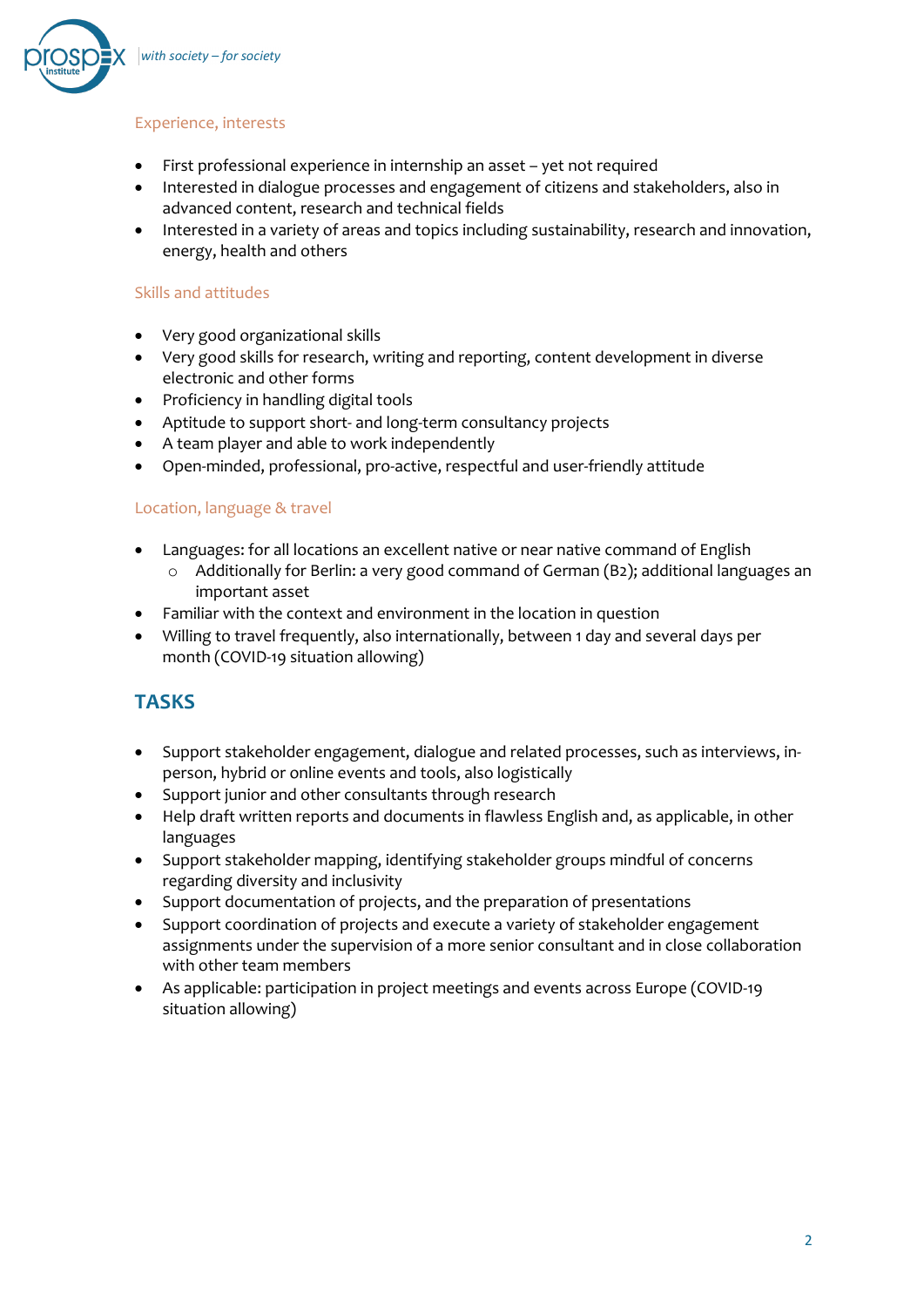### Experience, interests

- First professional experience in internship an asset – yet not required
- Interested in dialogue processes and engagement of citizens and stakeholders, also in advanced content, research and technical fields
- Interested in a variety of areas and topics including sustainability, research and innovation, energy, health and others

### Skills and attitudes

- Very good organizational skills
- Very good skills for research, writing and reporting, content development in diverse electronic and other forms
- Proficiency in handling digital tools
- Aptitude to support short- and long-term consultancy projects
- A team player and able to work independently
- Open-minded, professional, pro-active, respectful and user-friendly attitude

### Location, language & travel

- Languages: for all locations an excellent native or near native command of English
  - Additionally for Berlin: a very good command of German (B2); additional languages an important asset
- Familiar with the context and environment in the location in question
- Willing to travel frequently, also internationally, between 1 day and several days per month (COVID-19 situation allowing)

## TASKS

- Support stakeholder engagement, dialogue and related processes, such as interviews, in-person, hybrid or online events and tools, also logistically
- Support junior and other consultants through research
- Help draft written reports and documents in flawless English and, as applicable, in other languages
- Support stakeholder mapping, identifying stakeholder groups mindful of concerns regarding diversity and inclusivity
- Support documentation of projects, and the preparation of presentations
- Support coordination of projects and execute a variety of stakeholder engagement assignments under the supervision of a more senior consultant and in close collaboration with other team members
- As applicable: participation in project meetings and events across Europe (COVID-19 situation allowing)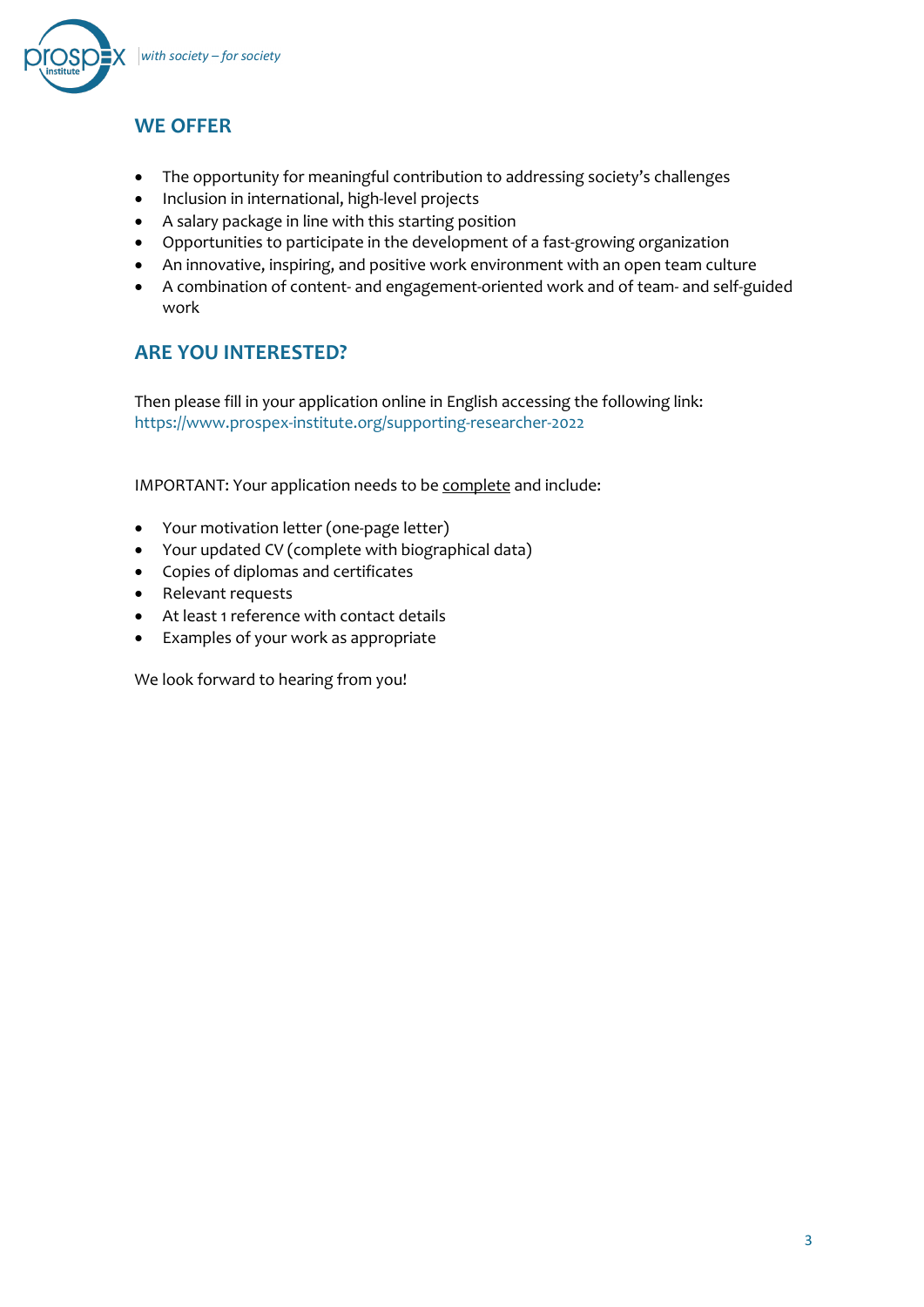## WE OFFER

- The opportunity for meaningful contribution to addressing society's challenges
- Inclusion in international, high-level projects
- A salary package in line with this starting position
- Opportunities to participate in the development of a fast-growing organization
- An innovative, inspiring, and positive work environment with an open team culture
- A combination of content- and engagement-oriented work and of team- and self-guided work

## ARE YOU INTERESTED?

Then please fill in your application online in English accessing the following link:
https://www.prospex-institute.org/supporting-researcher-2022

IMPORTANT: Your application needs to be complete and include:

- Your motivation letter (one-page letter)
- Your updated CV (complete with biographical data)
- Copies of diplomas and certificates
- Relevant requests
- At least 1 reference with contact details
- Examples of your work as appropriate

We look forward to hearing from you!